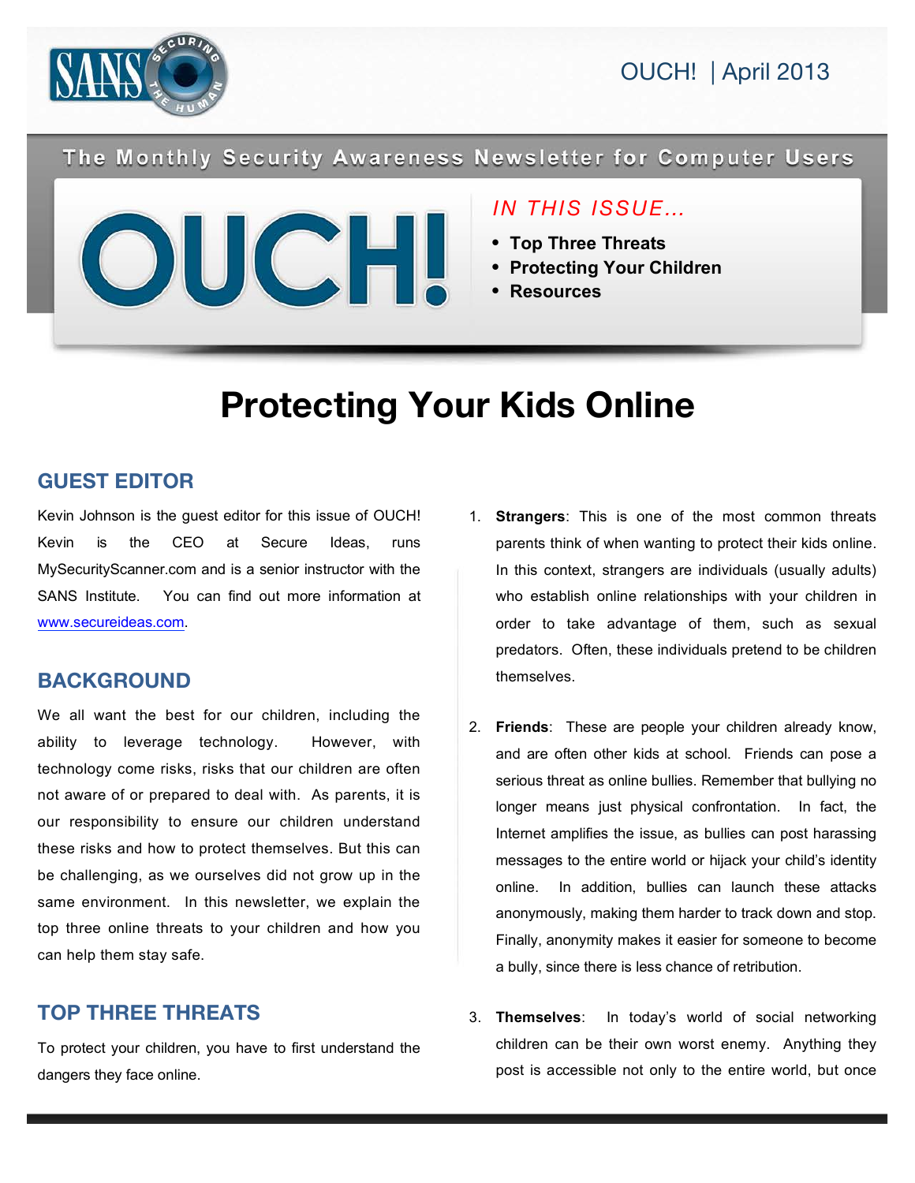# OUCH! | April 2013

The Monthly Security Awareness Newsletter for Computer Users

*IN THIS ISSUE…*

- **Top Three Threats**
- **Protecting Your Children**
- **Resources**

# Protecting Your Kids Online

## GUEST EDITOR

Kevin Johnson is the guest editor for this issue of OUCH! Kevin is the CEO at Secure Ideas, runs MySecurityScanner.com and is a senior instructor with the SANS Institute. You can find out more information at www.secureideas.com.

## BACKGROUND

We all want the best for our children, including the ability to leverage technology. However, with technology come risks, risks that our children are often not aware of or prepared to deal with. As parents, it is our responsibility to ensure our children understand these risks and how to protect themselves. But this can be challenging, as we ourselves did not grow up in the same environment. In this newsletter, we explain the top three online threats to your children and how you can help them stay safe.

## TOP THREE THREATS

To protect your children, you have to first understand the dangers they face online.

1. **Strangers**: This is one of the most common threats parents think of when wanting to protect their kids online. In this context, strangers are individuals (usually adults) who establish online relationships with your children in order to take advantage of them, such as sexual predators. Often, these individuals pretend to be children themselves.

2. **Friends**: These are people your children already know, and are often other kids at school. Friends can pose a serious threat as online bullies. Remember that bullying no longer means just physical confrontation. In fact, the Internet amplifies the issue, as bullies can post harassing messages to the entire world or hijack your child's identity online. In addition, bullies can launch these attacks anonymously, making them harder to track down and stop. Finally, anonymity makes it easier for someone to become a bully, since there is less chance of retribution.

3. **Themselves**: In today's world of social networking children can be their own worst enemy. Anything they post is accessible not only to the entire world, but once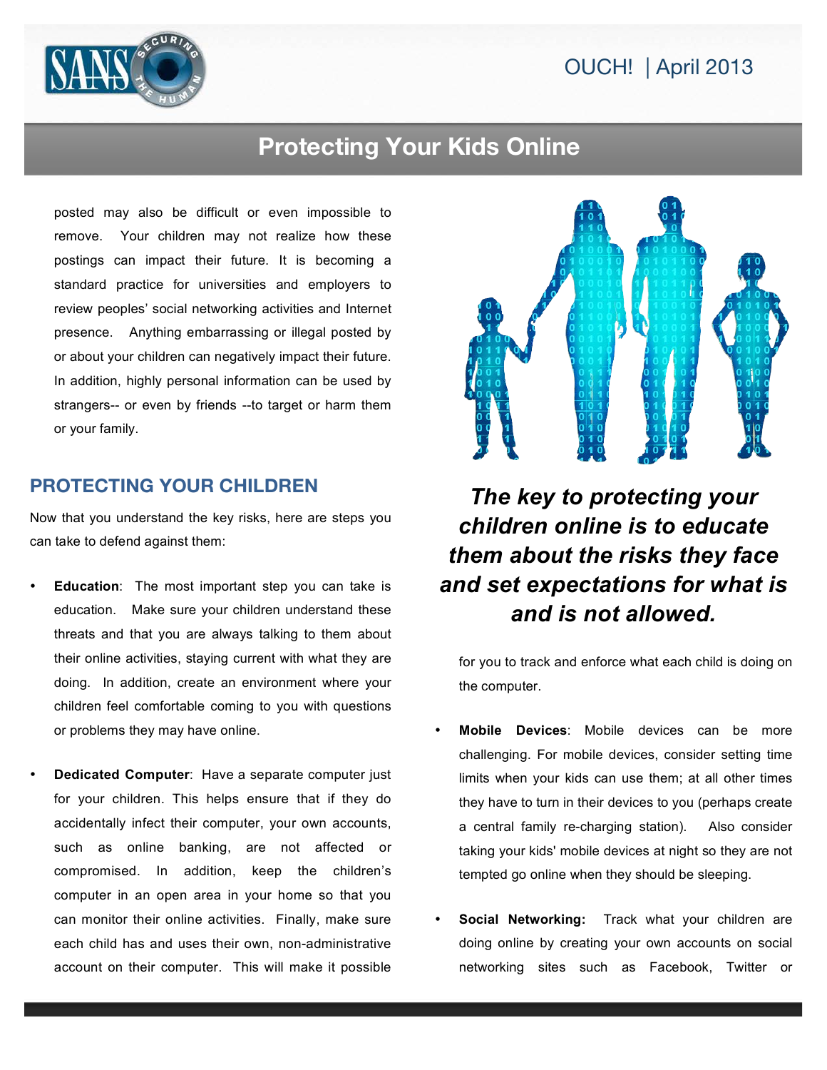posted may also be difficult or even impossible to remove. Your children may not realize how these postings can impact their future. It is becoming a standard practice for universities and employers to review peoples' social networking activities and Internet presence. Anything embarrassing or illegal posted by or about your children can negatively impact their future. In addition, highly personal information can be used by strangers-- or even by friends --to target or harm them or your family.

## PROTECTING YOUR CHILDREN

Now that you understand the key risks, here are steps you can take to defend against them:

- **Education**: The most important step you can take is education. Make sure your children understand these threats and that you are always talking to them about their online activities, staying current with what they are doing. In addition, create an environment where your children feel comfortable coming to you with questions or problems they may have online.

- **Dedicated Computer**: Have a separate computer just for your children. This helps ensure that if they do accidentally infect their computer, your own accounts, such as online banking, are not affected or compromised. In addition, keep the children's computer in an open area in your home so that you can monitor their online activities. Finally, make sure each child has and uses their own, non-administrative account on their computer. This will make it possible for you to track and enforce what each child is doing on the computer.

***The key to protecting your children online is to educate them about the risks they face and set expectations for what is and is not allowed.***

- **Mobile Devices**: Mobile devices can be more challenging. For mobile devices, consider setting time limits when your kids can use them; at all other times they have to turn in their devices to you (perhaps create a central family re-charging station). Also consider taking your kids' mobile devices at night so they are not tempted go online when they should be sleeping.

- **Social Networking:** Track what your children are doing online by creating your own accounts on social networking sites such as Facebook, Twitter or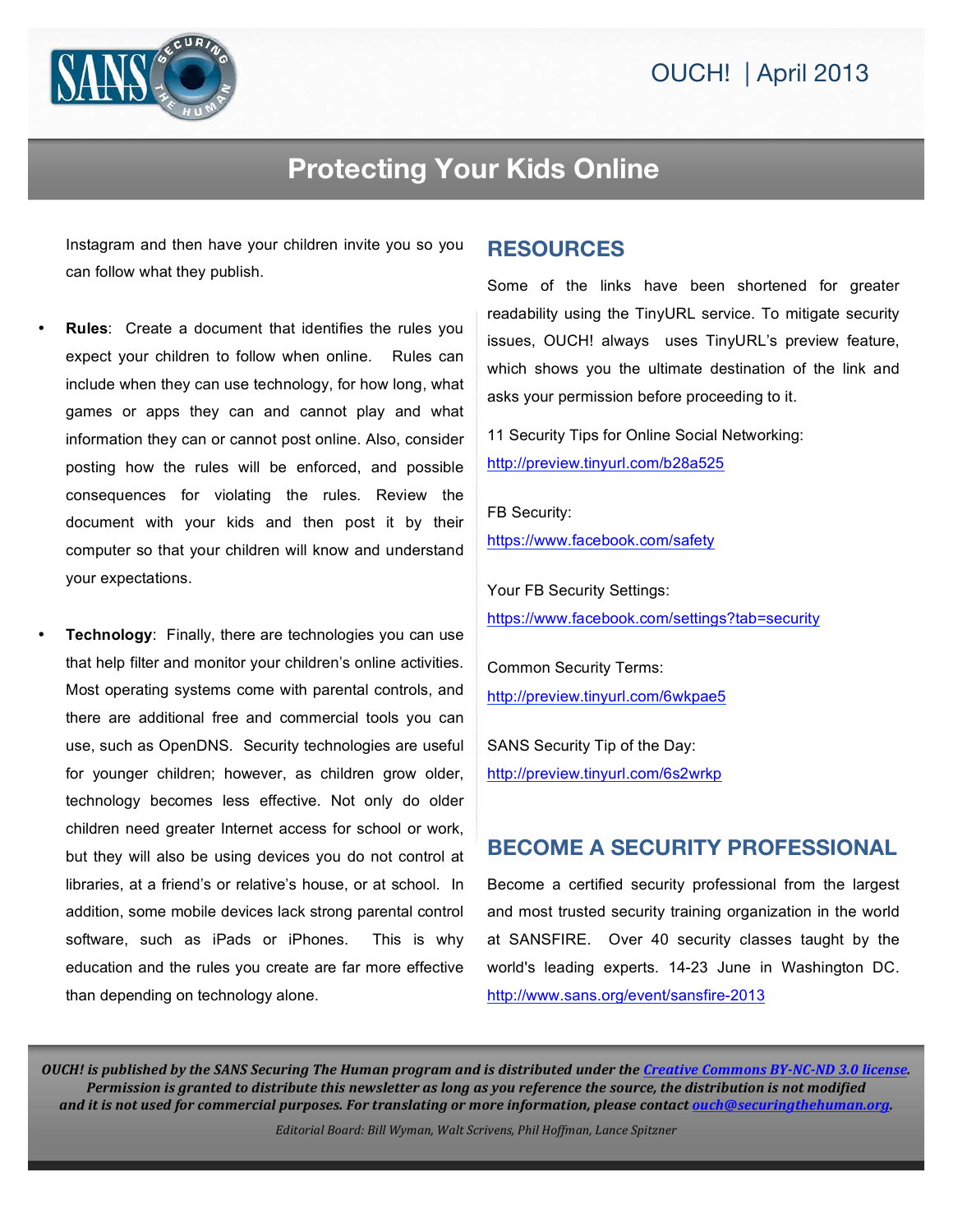Instagram and then have your children invite you so you can follow what they publish.

- **Rules**: Create a document that identifies the rules you expect your children to follow when online. Rules can include when they can use technology, for how long, what games or apps they can and cannot play and what information they can or cannot post online. Also, consider posting how the rules will be enforced, and possible consequences for violating the rules. Review the document with your kids and then post it by their computer so that your children will know and understand your expectations.

- **Technology**: Finally, there are technologies you can use that help filter and monitor your children's online activities. Most operating systems come with parental controls, and there are additional free and commercial tools you can use, such as OpenDNS. Security technologies are useful for younger children; however, as children grow older, technology becomes less effective. Not only do older children need greater Internet access for school or work, but they will also be using devices you do not control at libraries, at a friend's or relative's house, or at school. In addition, some mobile devices lack strong parental control software, such as iPads or iPhones. This is why education and the rules you create are far more effective than depending on technology alone.

## RESOURCES

Some of the links have been shortened for greater readability using the TinyURL service. To mitigate security issues, OUCH! always uses TinyURL's preview feature, which shows you the ultimate destination of the link and asks your permission before proceeding to it.

11 Security Tips for Online Social Networking:
http://preview.tinyurl.com/b28a525

FB Security:
https://www.facebook.com/safety

Your FB Security Settings:
https://www.facebook.com/settings?tab=security

Common Security Terms:
http://preview.tinyurl.com/6wkpae5

SANS Security Tip of the Day:
http://preview.tinyurl.com/6s2wrkp

## BECOME A SECURITY PROFESSIONAL

Become a certified security professional from the largest and most trusted security training organization in the world at SANSFIRE. Over 40 security classes taught by the world's leading experts. 14-23 June in Washington DC.
http://www.sans.org/event/sansfire-2013

***OUCH! is published by the SANS Securing The Human program and is distributed under the Creative Commons BY-NC-ND 3.0 license. Permission is granted to distribute this newsletter as long as you reference the source, the distribution is not modified and it is not used for commercial purposes. For translating or more information, please contact ouch@securingthehuman.org.***

*Editorial Board: Bill Wyman, Walt Scrivens, Phil Hoffman, Lance Spitzner*